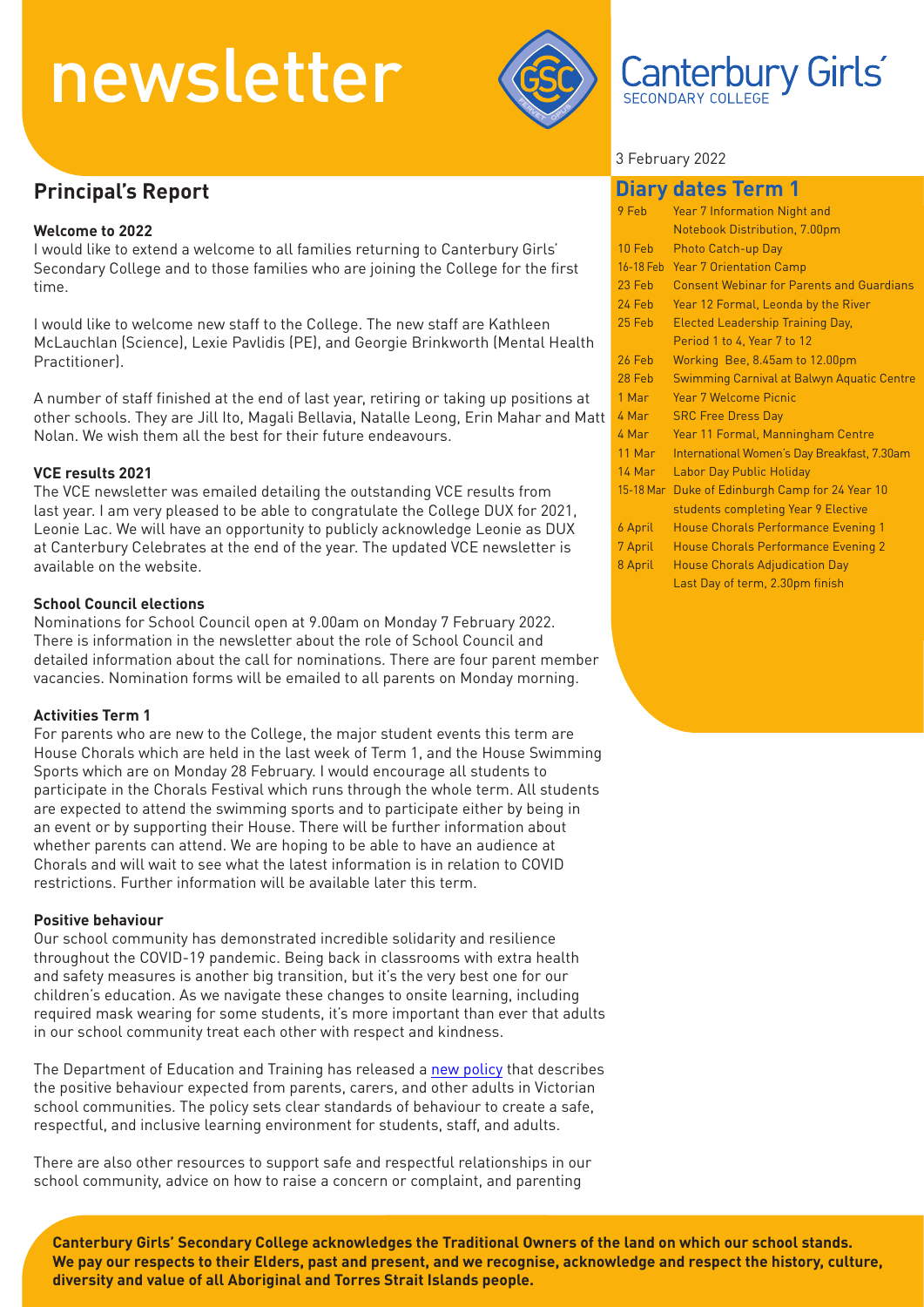# newsletter

Canterbury Girls' SECONDARY COLLEGE

3 February 2022

## Principal's Report

**Welcome to 2022**

I would like to extend a welcome to all families returning to Canterbury Girls' Secondary College and to those families who are joining the College for the first time.

I would like to welcome new staff to the College. The new staff are Kathleen McLauchlan (Science), Lexie Pavlidis (PE), and Georgie Brinkworth (Mental Health Practitioner).

A number of staff finished at the end of last year, retiring or taking up positions at other schools. They are Jill Ito, Magali Bellavia, Natalle Leong, Erin Mahar and Matt Nolan. We wish them all the best for their future endeavours.

**VCE results 2021**

The VCE newsletter was emailed detailing the outstanding VCE results from last year. I am very pleased to be able to congratulate the College DUX for 2021, Leonie Lac. We will have an opportunity to publicly acknowledge Leonie as DUX at Canterbury Celebrates at the end of the year. The updated VCE newsletter is available on the website.

**School Council elections**

Nominations for School Council open at 9.00am on Monday 7 February 2022. There is information in the newsletter about the role of School Council and detailed information about the call for nominations. There are four parent member vacancies. Nomination forms will be emailed to all parents on Monday morning.

**Activities Term 1**

For parents who are new to the College, the major student events this term are House Chorals which are held in the last week of Term 1, and the House Swimming Sports which are on Monday 28 February. I would encourage all students to participate in the Chorals Festival which runs through the whole term. All students are expected to attend the swimming sports and to participate either by being in an event or by supporting their House. There will be further information about whether parents can attend. We are hoping to be able to have an audience at Chorals and will wait to see what the latest information is in relation to COVID restrictions. Further information will be available later this term.

**Positive behaviour**

Our school community has demonstrated incredible solidarity and resilience throughout the COVID-19 pandemic. Being back in classrooms with extra health and safety measures is another big transition, but it's the very best one for our children's education. As we navigate these changes to onsite learning, including required mask wearing for some students, it's more important than ever that adults in our school community treat each other with respect and kindness.

The Department of Education and Training has released a new policy that describes the positive behaviour expected from parents, carers, and other adults in Victorian school communities. The policy sets clear standards of behaviour to create a safe, respectful, and inclusive learning environment for students, staff, and adults.

There are also other resources to support safe and respectful relationships in our school community, advice on how to raise a concern or complaint, and parenting

## Diary dates Term 1

| Date | Event |
|---|---|
| 9 Feb | Year 7 Information Night and Notebook Distribution, 7.00pm |
| 10 Feb | Photo Catch-up Day |
| 16-18 Feb | Year 7 Orientation Camp |
| 23 Feb | Consent Webinar for Parents and Guardians |
| 24 Feb | Year 12 Formal, Leonda by the River |
| 25 Feb | Elected Leadership Training Day, Period 1 to 4, Year 7 to 12 |
| 26 Feb | Working Bee, 8.45am to 12.00pm |
| 28 Feb | Swimming Carnival at Balwyn Aquatic Centre |
| 1 Mar | Year 7 Welcome Picnic |
| 4 Mar | SRC Free Dress Day |
| 4 Mar | Year 11 Formal, Manningham Centre |
| 11 Mar | International Women's Day Breakfast, 7.30am |
| 14 Mar | Labor Day Public Holiday |
| 15-18 Mar | Duke of Edinburgh Camp for 24 Year 10 students completing Year 9 Elective |
| 6 April | House Chorals Performance Evening 1 |
| 7 April | House Chorals Performance Evening 2 |
| 8 April | House Chorals Adjudication Day<br>Last Day of term, 2.30pm finish |

**Canterbury Girls' Secondary College acknowledges the Traditional Owners of the land on which our school stands. We pay our respects to their Elders, past and present, and we recognise, acknowledge and respect the history, culture, diversity and value of all Aboriginal and Torres Strait Islands people.**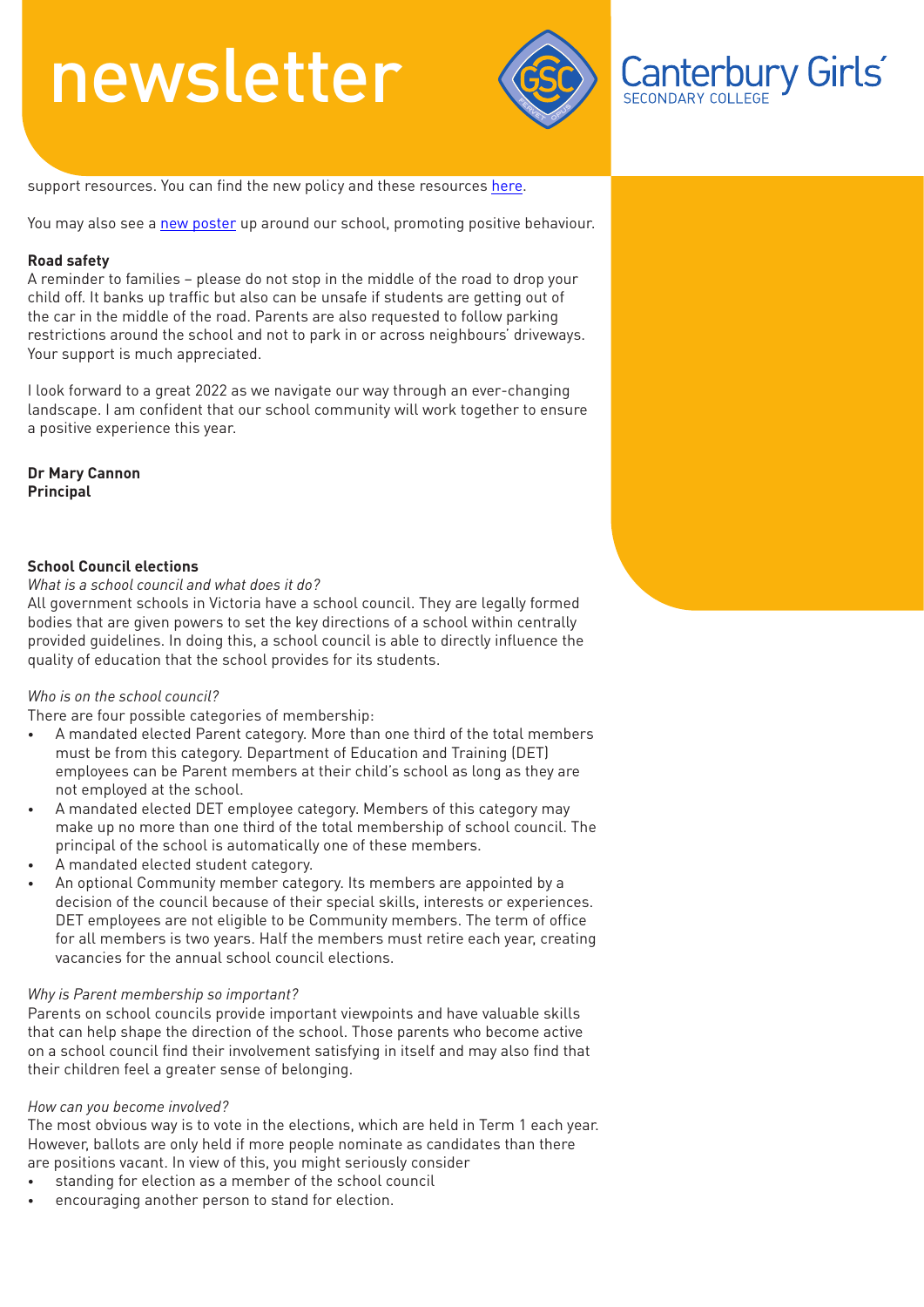support resources. You can find the new policy and these resources [here](#).

You may also see a [new poster](#) up around our school, promoting positive behaviour.

**Road safety**

A reminder to families – please do not stop in the middle of the road to drop your child off. It banks up traffic but also can be unsafe if students are getting out of the car in the middle of the road. Parents are also requested to follow parking restrictions around the school and not to park in or across neighbours' driveways. Your support is much appreciated.

I look forward to a great 2022 as we navigate our way through an ever-changing landscape. I am confident that our school community will work together to ensure a positive experience this year.

**Dr Mary Cannon**
**Principal**

**School Council elections**

*What is a school council and what does it do?*

All government schools in Victoria have a school council. They are legally formed bodies that are given powers to set the key directions of a school within centrally provided guidelines. In doing this, a school council is able to directly influence the quality of education that the school provides for its students.

*Who is on the school council?*

There are four possible categories of membership:

- A mandated elected Parent category. More than one third of the total members must be from this category. Department of Education and Training (DET) employees can be Parent members at their child's school as long as they are not employed at the school.
- A mandated elected DET employee category. Members of this category may make up no more than one third of the total membership of school council. The principal of the school is automatically one of these members.
- A mandated elected student category.
- An optional Community member category. Its members are appointed by a decision of the council because of their special skills, interests or experiences. DET employees are not eligible to be Community members. The term of office for all members is two years. Half the members must retire each year, creating vacancies for the annual school council elections.

*Why is Parent membership so important?*

Parents on school councils provide important viewpoints and have valuable skills that can help shape the direction of the school. Those parents who become active on a school council find their involvement satisfying in itself and may also find that their children feel a greater sense of belonging.

*How can you become involved?*

The most obvious way is to vote in the elections, which are held in Term 1 each year. However, ballots are only held if more people nominate as candidates than there are positions vacant. In view of this, you might seriously consider

- standing for election as a member of the school council
- encouraging another person to stand for election.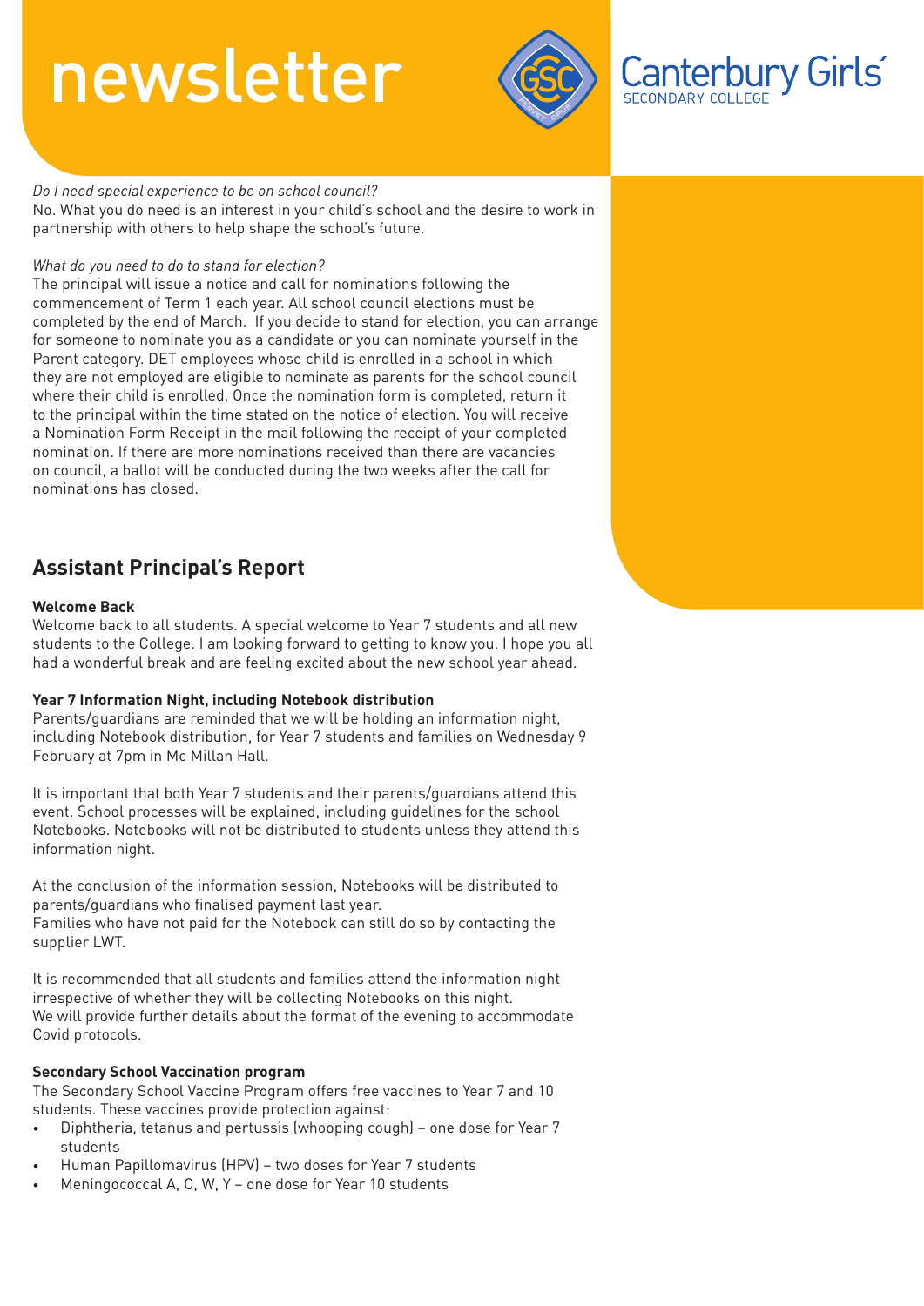*Do I need special experience to be on school council?*

No. What you do need is an interest in your child's school and the desire to work in partnership with others to help shape the school's future.

*What do you need to do to stand for election?*

The principal will issue a notice and call for nominations following the commencement of Term 1 each year. All school council elections must be completed by the end of March. If you decide to stand for election, you can arrange for someone to nominate you as a candidate or you can nominate yourself in the Parent category. DET employees whose child is enrolled in a school in which they are not employed are eligible to nominate as parents for the school council where their child is enrolled. Once the nomination form is completed, return it to the principal within the time stated on the notice of election. You will receive a Nomination Form Receipt in the mail following the receipt of your completed nomination. If there are more nominations received than there are vacancies on council, a ballot will be conducted during the two weeks after the call for nominations has closed.

## Assistant Principal's Report

**Welcome Back**

Welcome back to all students. A special welcome to Year 7 students and all new students to the College. I am looking forward to getting to know you. I hope you all had a wonderful break and are feeling excited about the new school year ahead.

**Year 7 Information Night, including Notebook distribution**

Parents/guardians are reminded that we will be holding an information night, including Notebook distribution, for Year 7 students and families on Wednesday 9 February at 7pm in Mc Millan Hall.

It is important that both Year 7 students and their parents/guardians attend this event. School processes will be explained, including guidelines for the school Notebooks. Notebooks will not be distributed to students unless they attend this information night.

At the conclusion of the information session, Notebooks will be distributed to parents/guardians who finalised payment last year.
Families who have not paid for the Notebook can still do so by contacting the supplier LWT.

It is recommended that all students and families attend the information night irrespective of whether they will be collecting Notebooks on this night.
We will provide further details about the format of the evening to accommodate Covid protocols.

**Secondary School Vaccination program**

The Secondary School Vaccine Program offers free vaccines to Year 7 and 10 students. These vaccines provide protection against:

- Diphtheria, tetanus and pertussis (whooping cough) – one dose for Year 7 students
- Human Papillomavirus (HPV) – two doses for Year 7 students
- Meningococcal A, C, W, Y – one dose for Year 10 students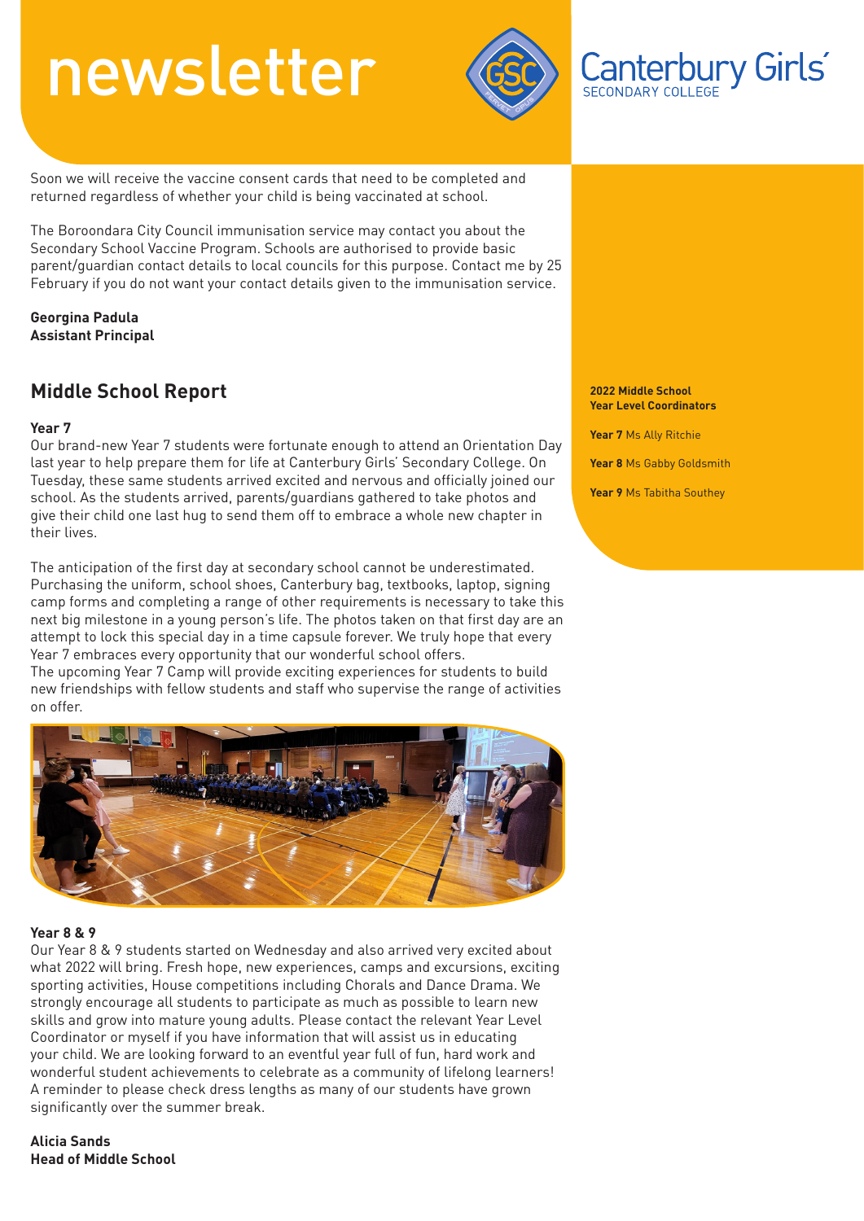Soon we will receive the vaccine consent cards that need to be completed and returned regardless of whether your child is being vaccinated at school.

The Boroondara City Council immunisation service may contact you about the Secondary School Vaccine Program. Schools are authorised to provide basic parent/guardian contact details to local councils for this purpose. Contact me by 25 February if you do not want your contact details given to the immunisation service.

**Georgina Padula**
**Assistant Principal**

## Middle School Report

**2022 Middle School Year Level Coordinators**

**Year 7** Ms Ally Ritchie

**Year 8** Ms Gabby Goldsmith

**Year 9** Ms Tabitha Southey

### Year 7

Our brand-new Year 7 students were fortunate enough to attend an Orientation Day last year to help prepare them for life at Canterbury Girls' Secondary College. On Tuesday, these same students arrived excited and nervous and officially joined our school. As the students arrived, parents/guardians gathered to take photos and give their child one last hug to send them off to embrace a whole new chapter in their lives.

The anticipation of the first day at secondary school cannot be underestimated. Purchasing the uniform, school shoes, Canterbury bag, textbooks, laptop, signing camp forms and completing a range of other requirements is necessary to take this next big milestone in a young person's life. The photos taken on that first day are an attempt to lock this special day in a time capsule forever. We truly hope that every Year 7 embraces every opportunity that our wonderful school offers.
The upcoming Year 7 Camp will provide exciting experiences for students to build new friendships with fellow students and staff who supervise the range of activities on offer.

### Year 8 & 9

Our Year 8 & 9 students started on Wednesday and also arrived very excited about what 2022 will bring. Fresh hope, new experiences, camps and excursions, exciting sporting activities, House competitions including Chorals and Dance Drama. We strongly encourage all students to participate as much as possible to learn new skills and grow into mature young adults. Please contact the relevant Year Level Coordinator or myself if you have information that will assist us in educating your child. We are looking forward to an eventful year full of fun, hard work and wonderful student achievements to celebrate as a community of lifelong learners!
A reminder to please check dress lengths as many of our students have grown significantly over the summer break.

**Alicia Sands**
**Head of Middle School**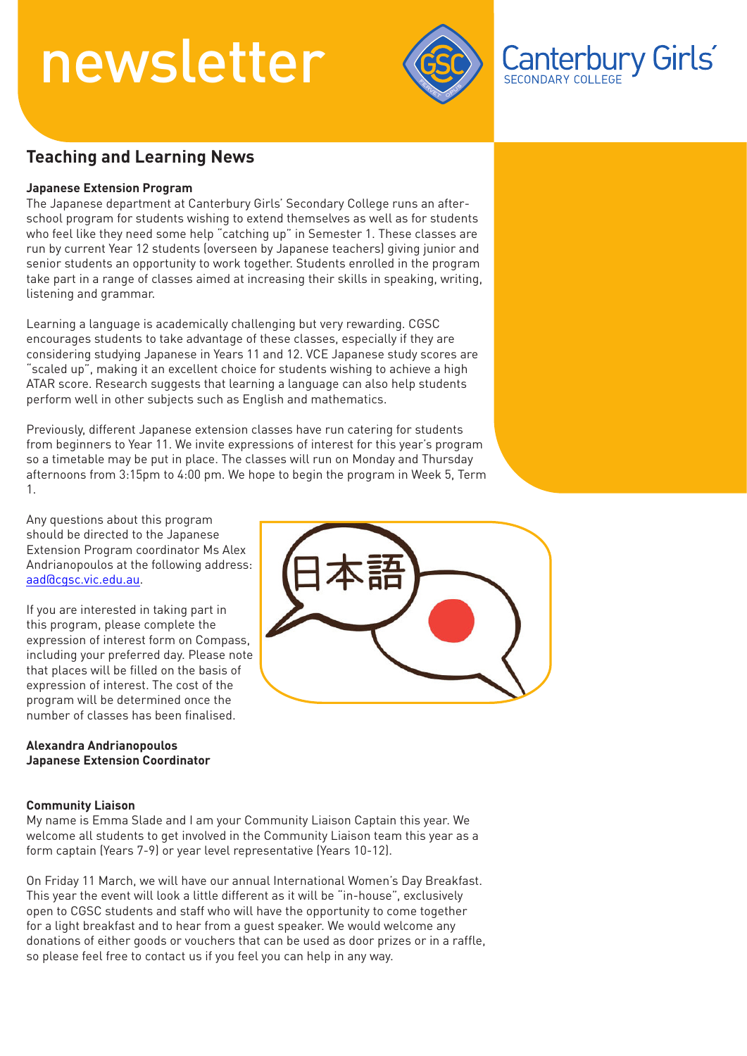# newsletter

Canterbury Girls' SECONDARY COLLEGE

## Teaching and Learning News

**Japanese Extension Program**

The Japanese department at Canterbury Girls' Secondary College runs an after-school program for students wishing to extend themselves as well as for students who feel like they need some help "catching up" in Semester 1. These classes are run by current Year 12 students (overseen by Japanese teachers) giving junior and senior students an opportunity to work together. Students enrolled in the program take part in a range of classes aimed at increasing their skills in speaking, writing, listening and grammar.

Learning a language is academically challenging but very rewarding. CGSC encourages students to take advantage of these classes, especially if they are considering studying Japanese in Years 11 and 12. VCE Japanese study scores are "scaled up", making it an excellent choice for students wishing to achieve a high ATAR score. Research suggests that learning a language can also help students perform well in other subjects such as English and mathematics.

Previously, different Japanese extension classes have run catering for students from beginners to Year 11. We invite expressions of interest for this year's program so a timetable may be put in place. The classes will run on Monday and Thursday afternoons from 3:15pm to 4:00 pm. We hope to begin the program in Week 5, Term 1.

Any questions about this program should be directed to the Japanese Extension Program coordinator Ms Alex Andrianopoulos at the following address: aad@cgsc.vic.edu.au.

If you are interested in taking part in this program, please complete the expression of interest form on Compass, including your preferred day. Please note that places will be filled on the basis of expression of interest. The cost of the program will be determined once the number of classes has been finalised.

**Alexandra Andrianopoulos**
**Japanese Extension Coordinator**

**Community Liaison**

My name is Emma Slade and I am your Community Liaison Captain this year. We welcome all students to get involved in the Community Liaison team this year as a form captain (Years 7-9) or year level representative (Years 10-12).

On Friday 11 March, we will have our annual International Women's Day Breakfast. This year the event will look a little different as it will be "in-house", exclusively open to CGSC students and staff who will have the opportunity to come together for a light breakfast and to hear from a guest speaker. We would welcome any donations of either goods or vouchers that can be used as door prizes or in a raffle, so please feel free to contact us if you feel you can help in any way.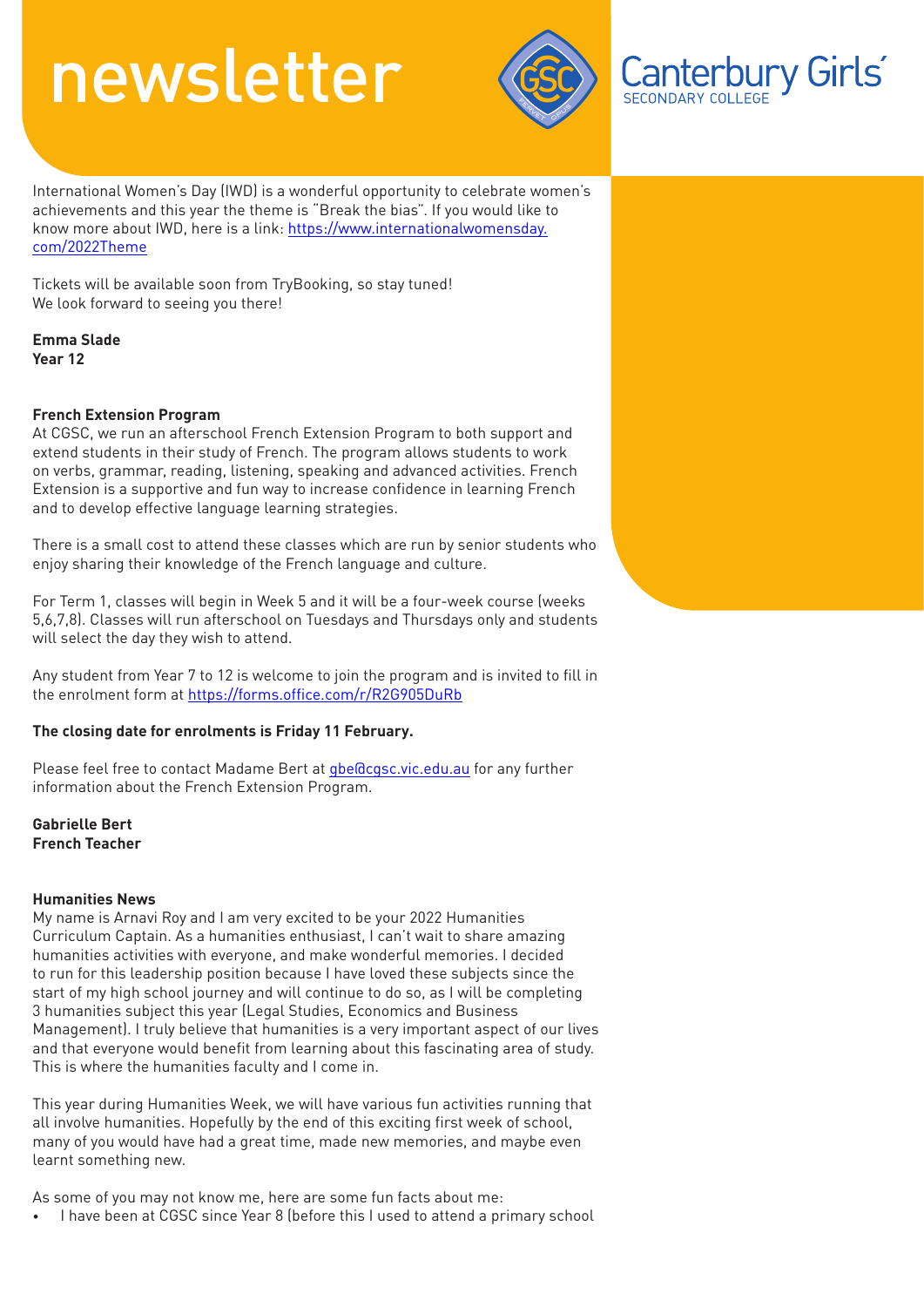International Women's Day (IWD) is a wonderful opportunity to celebrate women's achievements and this year the theme is "Break the bias". If you would like to know more about IWD, here is a link: https://www.internationalwomensday.com/2022Theme

Tickets will be available soon from TryBooking, so stay tuned!
We look forward to seeing you there!

**Emma Slade**
**Year 12**

### French Extension Program

At CGSC, we run an afterschool French Extension Program to both support and extend students in their study of French. The program allows students to work on verbs, grammar, reading, listening, speaking and advanced activities. French Extension is a supportive and fun way to increase confidence in learning French and to develop effective language learning strategies.

There is a small cost to attend these classes which are run by senior students who enjoy sharing their knowledge of the French language and culture.

For Term 1, classes will begin in Week 5 and it will be a four-week course (weeks 5,6,7,8). Classes will run afterschool on Tuesdays and Thursdays only and students will select the day they wish to attend.

Any student from Year 7 to 12 is welcome to join the program and is invited to fill in the enrolment form at https://forms.office.com/r/R2G905DuRb

**The closing date for enrolments is Friday 11 February.**

Please feel free to contact Madame Bert at gbe@cgsc.vic.edu.au for any further information about the French Extension Program.

**Gabrielle Bert**
**French Teacher**

### Humanities News

My name is Arnavi Roy and I am very excited to be your 2022 Humanities Curriculum Captain. As a humanities enthusiast, I can't wait to share amazing humanities activities with everyone, and make wonderful memories. I decided to run for this leadership position because I have loved these subjects since the start of my high school journey and will continue to do so, as I will be completing 3 humanities subject this year (Legal Studies, Economics and Business Management). I truly believe that humanities is a very important aspect of our lives and that everyone would benefit from learning about this fascinating area of study. This is where the humanities faculty and I come in.

This year during Humanities Week, we will have various fun activities running that all involve humanities. Hopefully by the end of this exciting first week of school, many of you would have had a great time, made new memories, and maybe even learnt something new.

As some of you may not know me, here are some fun facts about me:

- I have been at CGSC since Year 8 (before this I used to attend a primary school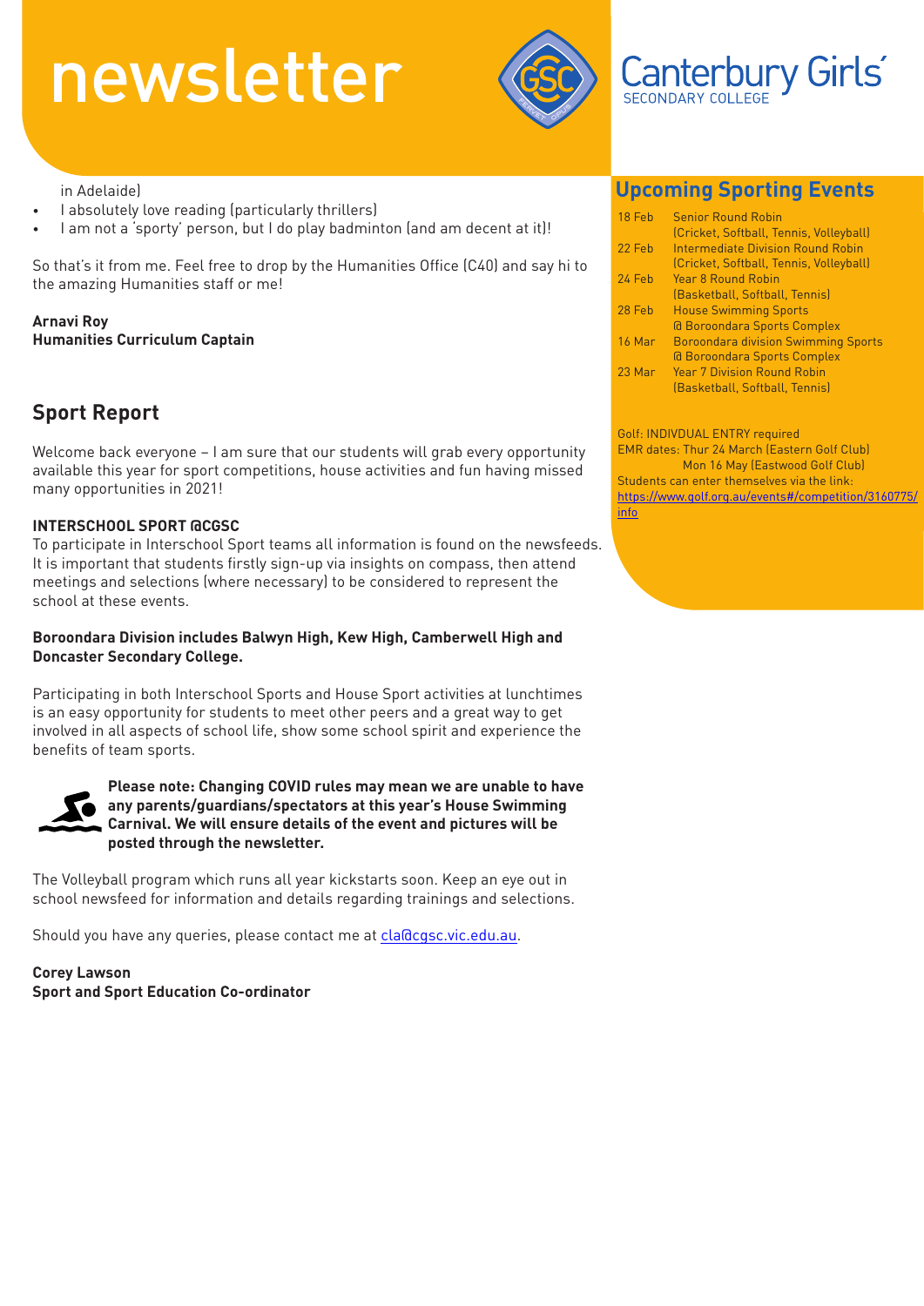in Adelaide)

- I absolutely love reading (particularly thrillers)
- I am not a 'sporty' person, but I do play badminton (and am decent at it)!

So that's it from me. Feel free to drop by the Humanities Office (C40) and say hi to the amazing Humanities staff or me!

**Arnavi Roy**
**Humanities Curriculum Captain**

## Sport Report

Welcome back everyone – I am sure that our students will grab every opportunity available this year for sport competitions, house activities and fun having missed many opportunities in 2021!

**INTERSCHOOL SPORT @CGSC**

To participate in Interschool Sport teams all information is found on the newsfeeds. It is important that students firstly sign-up via insights on compass, then attend meetings and selections (where necessary) to be considered to represent the school at these events.

**Boroondara Division includes Balwyn High, Kew High, Camberwell High and Doncaster Secondary College.**

Participating in both Interschool Sports and House Sport activities at lunchtimes is an easy opportunity for students to meet other peers and a great way to get involved in all aspects of school life, show some school spirit and experience the benefits of team sports.

**Please note: Changing COVID rules may mean we are unable to have any parents/guardians/spectators at this year's House Swimming Carnival. We will ensure details of the event and pictures will be posted through the newsletter.**

The Volleyball program which runs all year kickstarts soon. Keep an eye out in school newsfeed for information and details regarding trainings and selections.

Should you have any queries, please contact me at cla@cgsc.vic.edu.au.

**Corey Lawson**
**Sport and Sport Education Co-ordinator**

## Upcoming Sporting Events

| Date | Event |
|---|---|
| 18 Feb | Senior Round Robin (Cricket, Softball, Tennis, Volleyball) |
| 22 Feb | Intermediate Division Round Robin (Cricket, Softball, Tennis, Volleyball) |
| 24 Feb | Year 8 Round Robin (Basketball, Softball, Tennis) |
| 28 Feb | House Swimming Sports @ Boroondara Sports Complex |
| 16 Mar | Boroondara division Swimming Sports @ Boroondara Sports Complex |
| 23 Mar | Year 7 Division Round Robin (Basketball, Softball, Tennis) |

Golf: INDIVDUAL ENTRY required
EMR dates: Thur 24 March (Eastern Golf Club)
Mon 16 May (Eastwood Golf Club)
Students can enter themselves via the link:
https://www.golf.org.au/events#/competition/3160775/info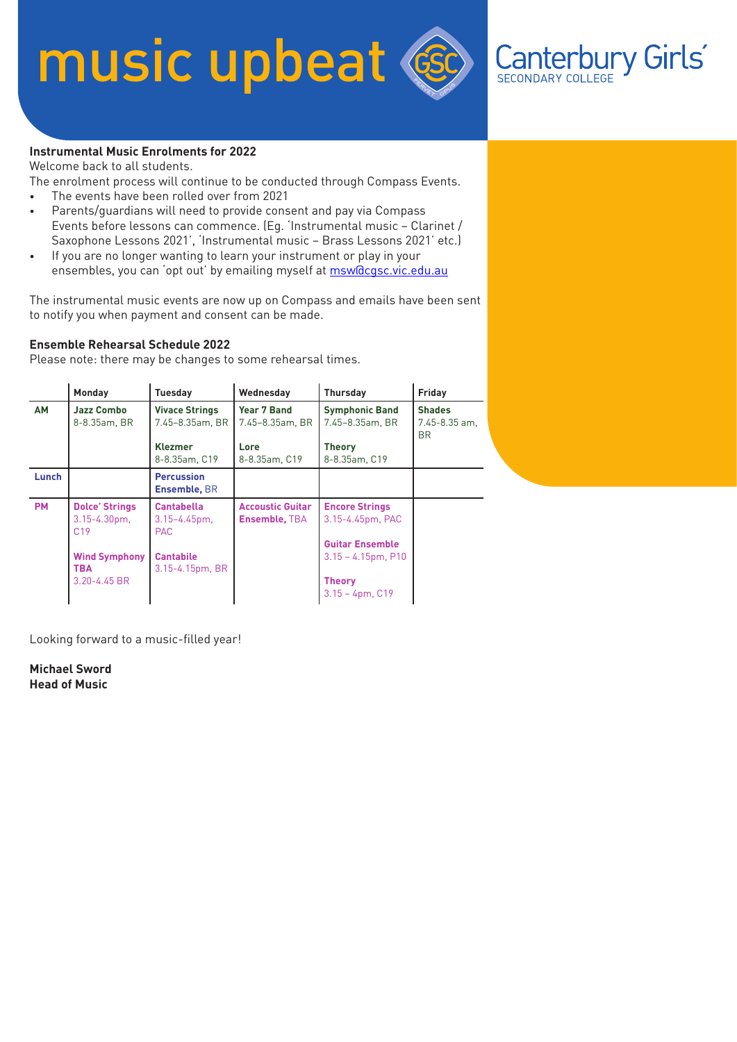# music upbeat

Canterbury Girls' SECONDARY COLLEGE

**Instrumental Music Enrolments for 2022**

Welcome back to all students.

The enrolment process will continue to be conducted through Compass Events.

- The events have been rolled over from 2021
- Parents/guardians will need to provide consent and pay via Compass Events before lessons can commence. (Eg. 'Instrumental music – Clarinet / Saxophone Lessons 2021', 'Instrumental music – Brass Lessons 2021' etc.)
- If you are no longer wanting to learn your instrument or play in your ensembles, you can 'opt out' by emailing myself at msw@cgsc.vic.edu.au

The instrumental music events are now up on Compass and emails have been sent to notify you when payment and consent can be made.

**Ensemble Rehearsal Schedule 2022**

Please note: there may be changes to some rehearsal times.

| | Monday | Tuesday | Wednesday | Thursday | Friday |
|---|---|---|---|---|---|
| **AM** | **Jazz Combo** 8-8.35am, BR | **Vivace Strings** 7.45–8.35am, BR<br><br>**Klezmer** 8-8.35am, C19 | **Year 7 Band** 7.45–8.35am, BR<br><br>**Lore** 8-8.35am, C19 | **Symphonic Band** 7.45–8.35am, BR<br><br>**Theory** 8-8.35am, C19 | **Shades** 7.45-8.35 am, BR |
| **Lunch** | | **Percussion Ensemble,** BR | | | |
| **PM** | **Dolce' Strings** 3.15-4.30pm, C19<br><br>**Wind Symphony TBA** 3.20-4.45 BR | **Cantabella** 3.15–4.45pm, PAC<br><br>**Cantabile** 3.15-4.15pm, BR | **Accoustic Guitar Ensemble,** TBA | **Encore Strings** 3.15-4.45pm, PAC<br><br>**Guitar Ensemble** 3.15 – 4.15pm, P10<br><br>**Theory** 3.15 – 4pm, C19 | |

Looking forward to a music-filled year!

**Michael Sword**
**Head of Music**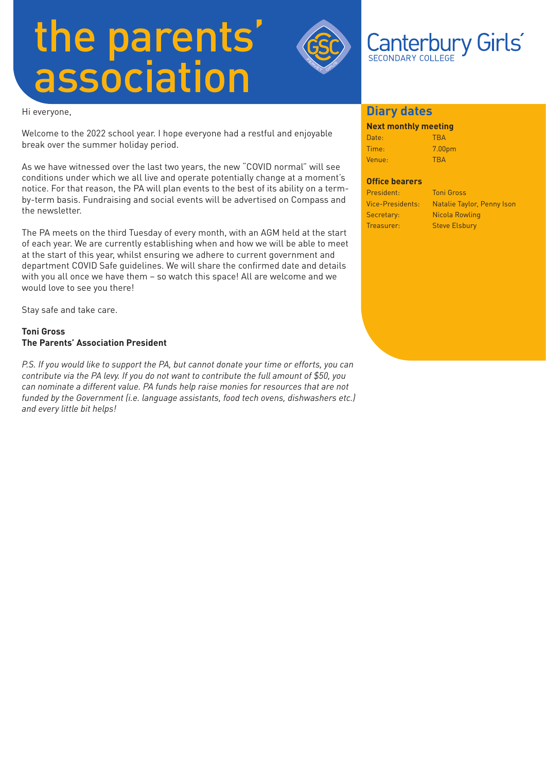# the parents' association

Canterbury Girls'
SECONDARY COLLEGE

Hi everyone,

Welcome to the 2022 school year. I hope everyone had a restful and enjoyable break over the summer holiday period.

As we have witnessed over the last two years, the new "COVID normal" will see conditions under which we all live and operate potentially change at a moment's notice. For that reason, the PA will plan events to the best of its ability on a term-by-term basis. Fundraising and social events will be advertised on Compass and the newsletter.

The PA meets on the third Tuesday of every month, with an AGM held at the start of each year. We are currently establishing when and how we will be able to meet at the start of this year, whilst ensuring we adhere to current government and department COVID Safe guidelines. We will share the confirmed date and details with you all once we have them – so watch this space! All are welcome and we would love to see you there!

Stay safe and take care.

**Toni Gross**
**The Parents' Association President**

*P.S. If you would like to support the PA, but cannot donate your time or efforts, you can contribute via the PA levy. If you do not want to contribute the full amount of $50, you can nominate a different value. PA funds help raise monies for resources that are not funded by the Government (i.e. language assistants, food tech ovens, dishwashers etc.) and every little bit helps!*

## Diary dates

**Next monthly meeting**

| | |
|---|---|
| Date: | TBA |
| Time: | 7.00pm |
| Venue: | TBA |

**Office bearers**

| | |
|---|---|
| President: | Toni Gross |
| Vice-Presidents: | Natalie Taylor, Penny Ison |
| Secretary: | Nicola Rowling |
| Treasurer: | Steve Elsbury |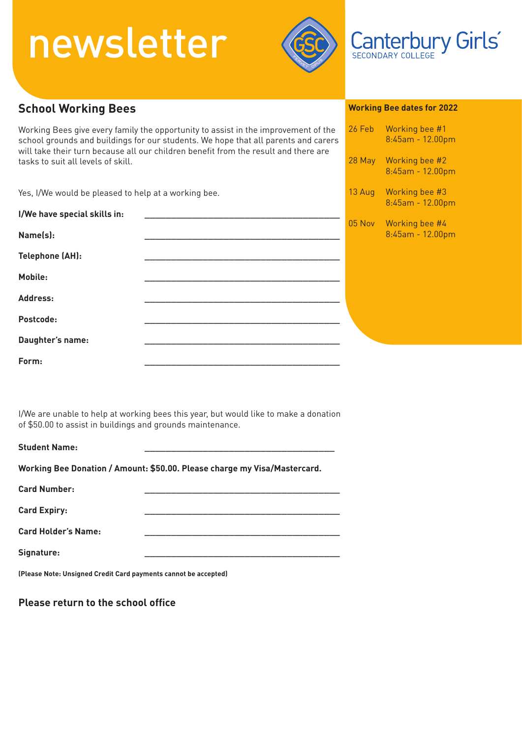# newsletter

Canterbury Girls' SECONDARY COLLEGE

## School Working Bees

Working Bees give every family the opportunity to assist in the improvement of the school grounds and buildings for our students. We hope that all parents and carers will take their turn because all our children benefit from the result and there are tasks to suit all levels of skill.

Yes, I/We would be pleased to help at a working bee.

**I/We have special skills in:** ___________________________________________

**Name(s):** ___________________________________________

**Telephone (AH):** ___________________________________________

**Mobile:** ___________________________________________

**Address:** ___________________________________________

**Postcode:** ___________________________________________

**Daughter's name:** ___________________________________________

**Form:** ___________________________________________

I/We are unable to help at working bees this year, but would like to make a donation of $50.00 to assist in buildings and grounds maintenance.

**Student Name:** ___________________________________________

**Working Bee Donation / Amount: $50.00. Please charge my Visa/Mastercard.**

**Card Number:** ___________________________________________

**Card Expiry:** ___________________________________________

**Card Holder's Name:** ___________________________________________

**Signature:** ___________________________________________

**(Please Note: Unsigned Credit Card payments cannot be accepted)**

### Please return to the school office

**Working Bee dates for 2022**

| Date | Event |
|---|---|
| 26 Feb | Working bee #1 8:45am - 12.00pm |
| 28 May | Working bee #2 8:45am - 12.00pm |
| 13 Aug | Working bee #3 8:45am - 12.00pm |
| 05 Nov | Working bee #4 8:45am - 12.00pm |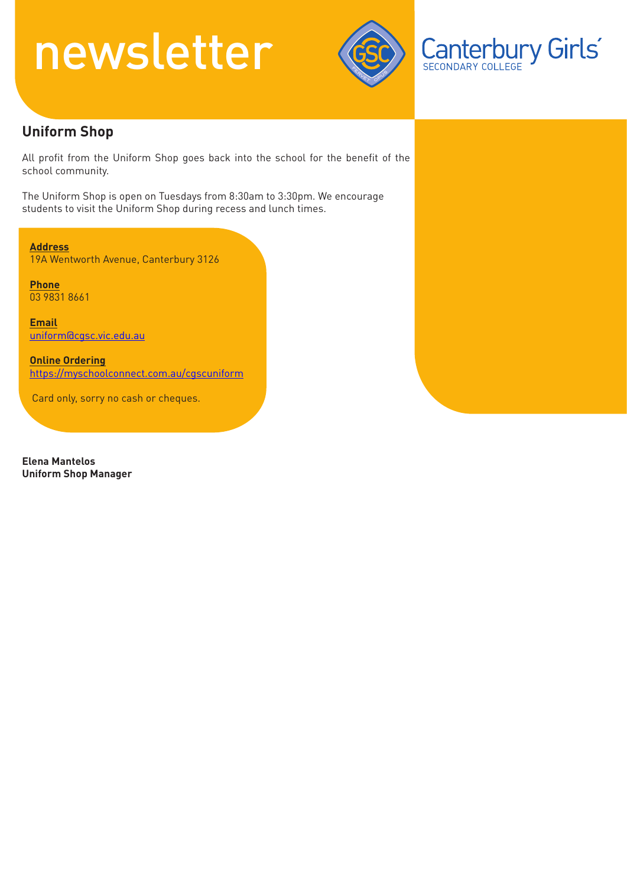## Uniform Shop

All profit from the Uniform Shop goes back into the school for the benefit of the school community.

The Uniform Shop is open on Tuesdays from 8:30am to 3:30pm. We encourage students to visit the Uniform Shop during recess and lunch times.

**Address**
19A Wentworth Avenue, Canterbury 3126

**Phone**
03 9831 8661

**Email**
uniform@cgsc.vic.edu.au

**Online Ordering**
https://myschoolconnect.com.au/cgscuniform

Card only, sorry no cash or cheques.

**Elena Mantelos**
**Uniform Shop Manager**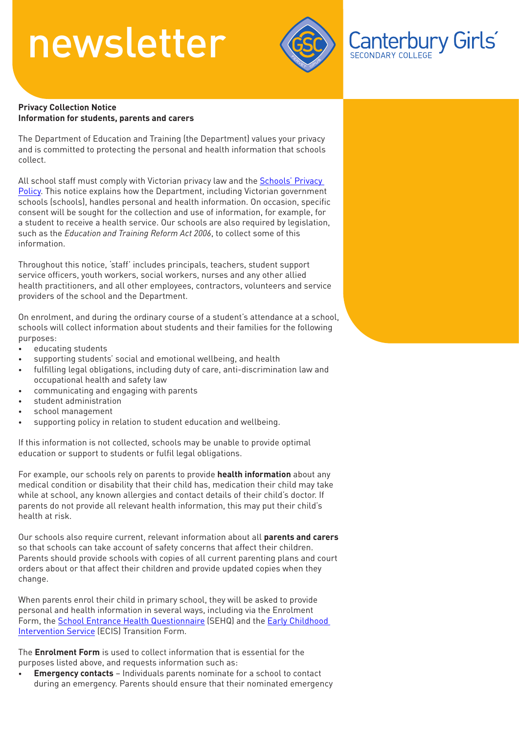**Privacy Collection Notice**
**Information for students, parents and carers**

The Department of Education and Training (the Department) values your privacy and is committed to protecting the personal and health information that schools collect.

All school staff must comply with Victorian privacy law and the [Schools' Privacy Policy](). This notice explains how the Department, including Victorian government schools (schools), handles personal and health information. On occasion, specific consent will be sought for the collection and use of information, for example, for a student to receive a health service. Our schools are also required by legislation, such as the *Education and Training Reform Act 2006*, to collect some of this information.

Throughout this notice, 'staff' includes principals, teachers, student support service officers, youth workers, social workers, nurses and any other allied health practitioners, and all other employees, contractors, volunteers and service providers of the school and the Department.

On enrolment, and during the ordinary course of a student's attendance at a school, schools will collect information about students and their families for the following purposes:

- educating students
- supporting students' social and emotional wellbeing, and health
- fulfilling legal obligations, including duty of care, anti-discrimination law and occupational health and safety law
- communicating and engaging with parents
- student administration
- school management
- supporting policy in relation to student education and wellbeing.

If this information is not collected, schools may be unable to provide optimal education or support to students or fulfil legal obligations.

For example, our schools rely on parents to provide **health information** about any medical condition or disability that their child has, medication their child may take while at school, any known allergies and contact details of their child's doctor. If parents do not provide all relevant health information, this may put their child's health at risk.

Our schools also require current, relevant information about all **parents and carers** so that schools can take account of safety concerns that affect their children. Parents should provide schools with copies of all current parenting plans and court orders about or that affect their children and provide updated copies when they change.

When parents enrol their child in primary school, they will be asked to provide personal and health information in several ways, including via the Enrolment Form, the [School Entrance Health Questionnaire]() (SEHQ) and the [Early Childhood Intervention Service]() (ECIS) Transition Form.

The **Enrolment Form** is used to collect information that is essential for the purposes listed above, and requests information such as:

- **Emergency contacts** – Individuals parents nominate for a school to contact during an emergency. Parents should ensure that their nominated emergency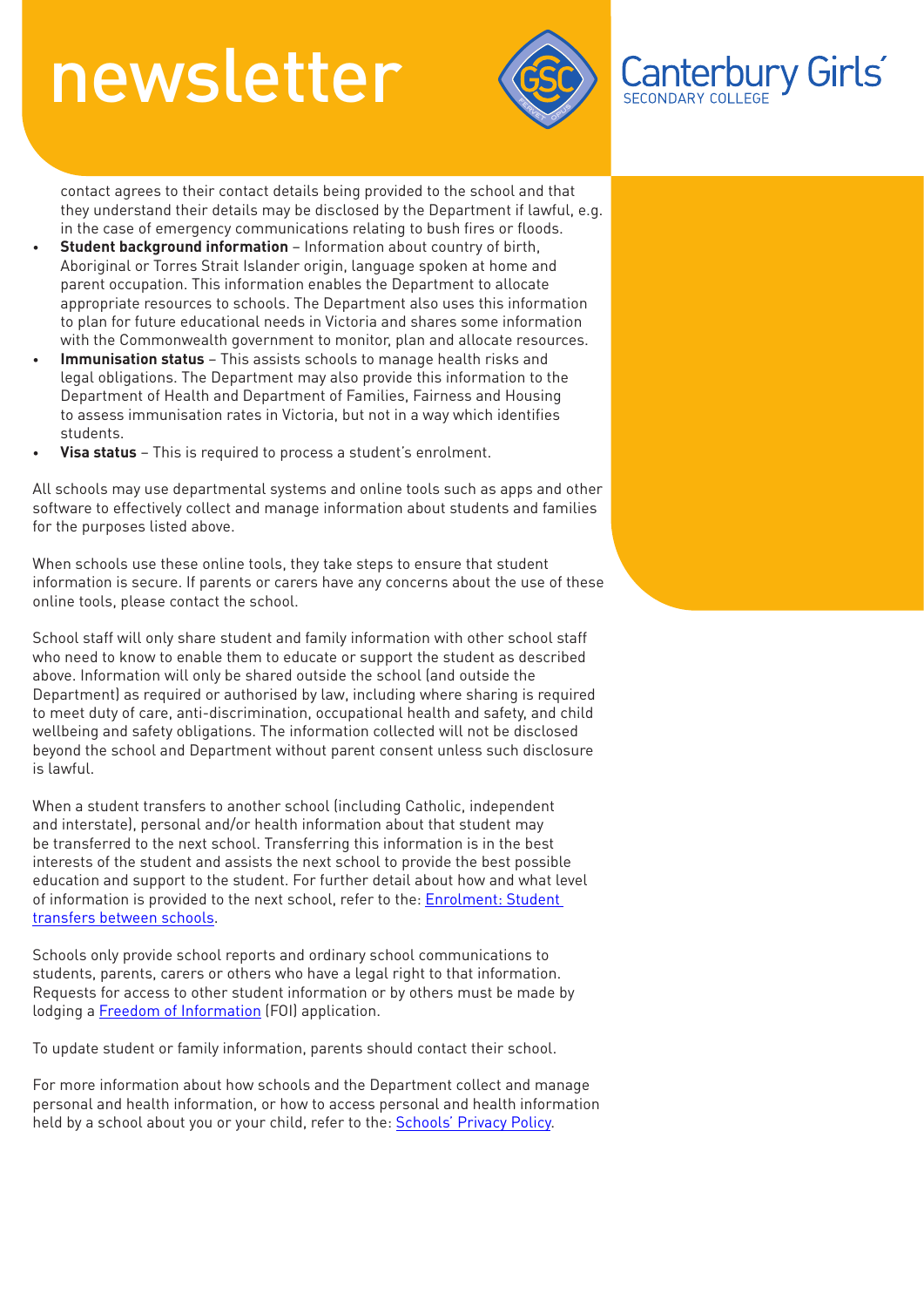contact agrees to their contact details being provided to the school and that they understand their details may be disclosed by the Department if lawful, e.g. in the case of emergency communications relating to bush fires or floods.

- **Student background information** – Information about country of birth, Aboriginal or Torres Strait Islander origin, language spoken at home and parent occupation. This information enables the Department to allocate appropriate resources to schools. The Department also uses this information to plan for future educational needs in Victoria and shares some information with the Commonwealth government to monitor, plan and allocate resources.
- **Immunisation status** – This assists schools to manage health risks and legal obligations. The Department may also provide this information to the Department of Health and Department of Families, Fairness and Housing to assess immunisation rates in Victoria, but not in a way which identifies students.
- **Visa status** – This is required to process a student's enrolment.

All schools may use departmental systems and online tools such as apps and other software to effectively collect and manage information about students and families for the purposes listed above.

When schools use these online tools, they take steps to ensure that student information is secure. If parents or carers have any concerns about the use of these online tools, please contact the school.

School staff will only share student and family information with other school staff who need to know to enable them to educate or support the student as described above. Information will only be shared outside the school (and outside the Department) as required or authorised by law, including where sharing is required to meet duty of care, anti-discrimination, occupational health and safety, and child wellbeing and safety obligations. The information collected will not be disclosed beyond the school and Department without parent consent unless such disclosure is lawful.

When a student transfers to another school (including Catholic, independent and interstate), personal and/or health information about that student may be transferred to the next school. Transferring this information is in the best interests of the student and assists the next school to provide the best possible education and support to the student. For further detail about how and what level of information is provided to the next school, refer to the: [Enrolment: Student transfers between schools](#).

Schools only provide school reports and ordinary school communications to students, parents, carers or others who have a legal right to that information. Requests for access to other student information or by others must be made by lodging a [Freedom of Information](#) (FOI) application.

To update student or family information, parents should contact their school.

For more information about how schools and the Department collect and manage personal and health information, or how to access personal and health information held by a school about you or your child, refer to the: [Schools' Privacy Policy](#).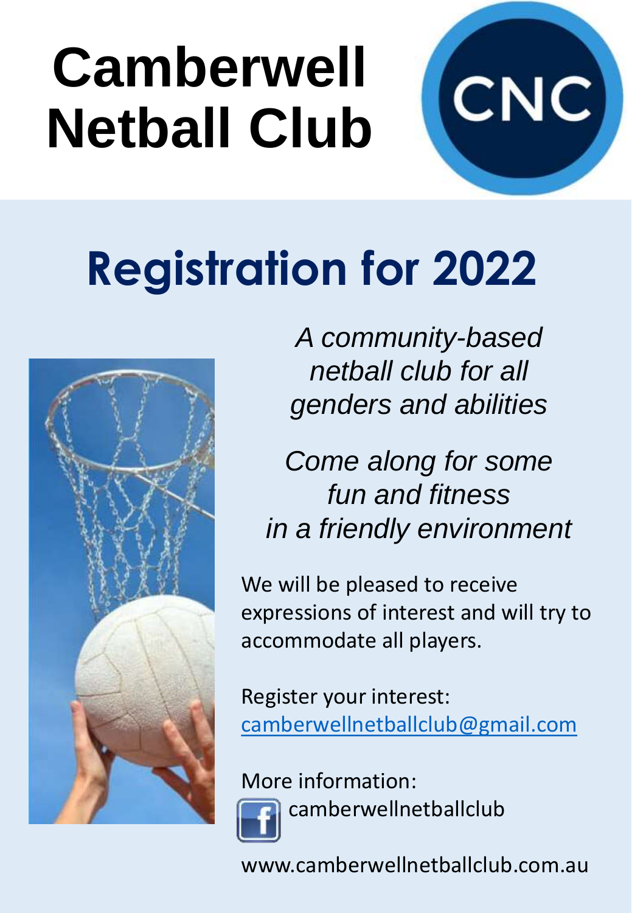# Camberwell Netball Club

CNC

## Registration for 2022

*A community-based netball club for all genders and abilities*

*Come along for some fun and fitness in a friendly environment*

We will be pleased to receive expressions of interest and will try to accommodate all players.

Register your interest:
camberwellnetballclub@gmail.com

More information:
camberwellnetballclub

www.camberwellnetballclub.com.au